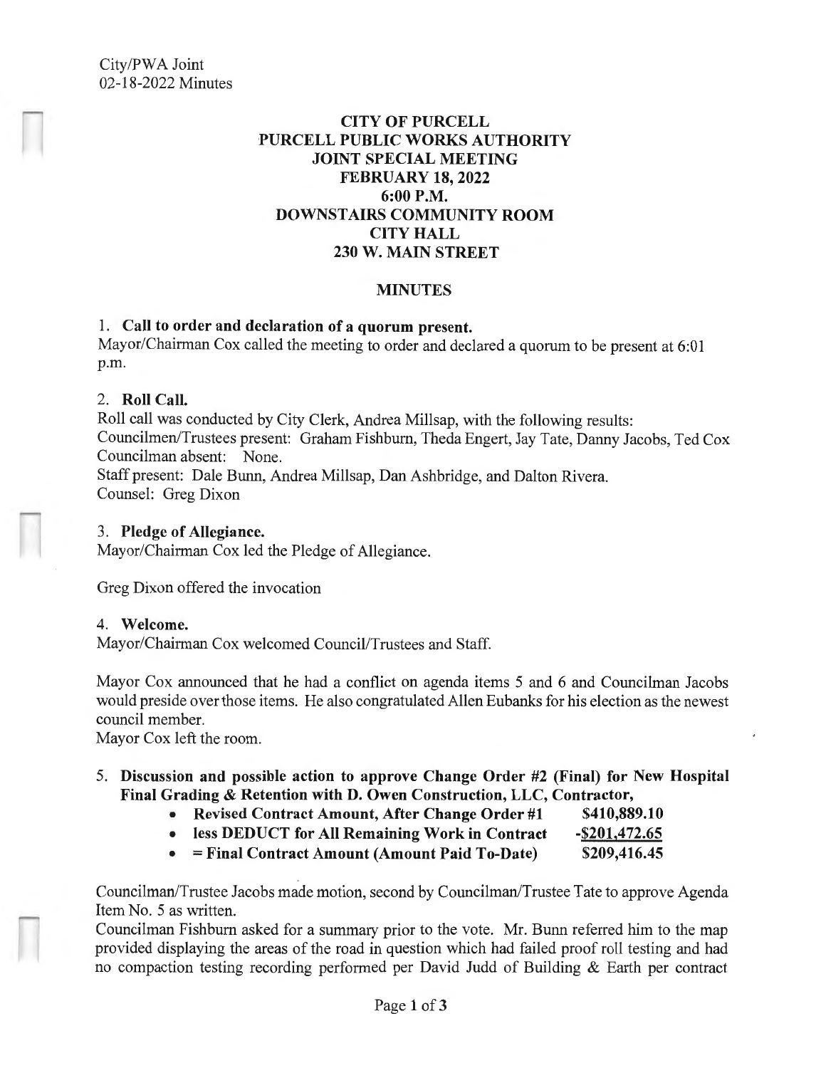City/PWA Joint
02-18-2022 Minutes

# CITY OF PURCELL
# PURCELL PUBLIC WORKS AUTHORITY
## JOINT SPECIAL MEETING
## FEBRUARY 18, 2022
## 6:00 P.M.
## DOWNSTAIRS COMMUNITY ROOM
## CITY HALL
## 230 W. MAIN STREET

## MINUTES

1. **Call to order and declaration of a quorum present.**
Mayor/Chairman Cox called the meeting to order and declared a quorum to be present at 6:01 p.m.

2. **Roll Call.**
Roll call was conducted by City Clerk, Andrea Millsap, with the following results:
Councilmen/Trustees present: Graham Fishburn, Theda Engert, Jay Tate, Danny Jacobs, Ted Cox
Councilman absent: None.
Staff present: Dale Bunn, Andrea Millsap, Dan Ashbridge, and Dalton Rivera.
Counsel: Greg Dixon

3. **Pledge of Allegiance.**
Mayor/Chairman Cox led the Pledge of Allegiance.

Greg Dixon offered the invocation

4. **Welcome.**
Mayor/Chairman Cox welcomed Council/Trustees and Staff.

Mayor Cox announced that he had a conflict on agenda items 5 and 6 and Councilman Jacobs would preside over those items. He also congratulated Allen Eubanks for his election as the newest council member.
Mayor Cox left the room.

5. **Discussion and possible action to approve Change Order #2 (Final) for New Hospital Final Grading & Retention with D. Owen Construction, LLC, Contractor,**
   - **Revised Contract Amount, After Change Order #1 $410,889.10**
   - **less DEDUCT for All Remaining Work in Contract -$201,472.65**
   - **= Final Contract Amount (Amount Paid To-Date) $209,416.45**

Councilman/Trustee Jacobs made motion, second by Councilman/Trustee Tate to approve Agenda Item No. 5 as written.
Councilman Fishburn asked for a summary prior to the vote. Mr. Bunn referred him to the map provided displaying the areas of the road in question which had failed proof roll testing and had no compaction testing recording performed per David Judd of Building & Earth per contract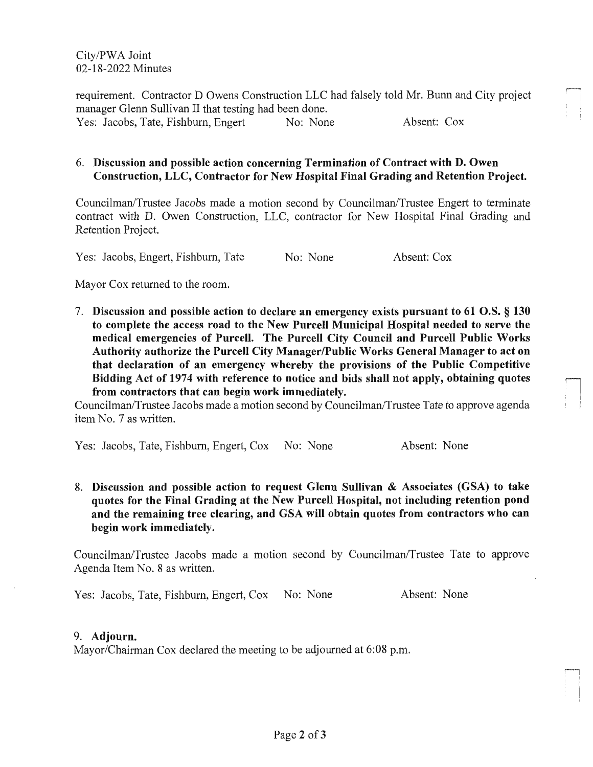requirement. Contractor D Owens Construction LLC had falsely told Mr. Bunn and City project manager Glenn Sullivan II that testing had been done.

Yes: Jacobs, Tate, Fishburn, Engert No: None Absent: Cox

6. **Discussion and possible action concerning Termination of Contract with D. Owen Construction, LLC, Contractor for New Hospital Final Grading and Retention Project.**

Councilman/Trustee Jacobs made a motion second by Councilman/Trustee Engert to terminate contract with D. Owen Construction, LLC, contractor for New Hospital Final Grading and Retention Project.

Yes: Jacobs, Engert, Fishburn, Tate No: None Absent: Cox

Mayor Cox returned to the room.

7. **Discussion and possible action to declare an emergency exists pursuant to 61 O.S. § 130 to complete the access road to the New Purcell Municipal Hospital needed to serve the medical emergencies of Purcell. The Purcell City Council and Purcell Public Works Authority authorize the Purcell City Manager/Public Works General Manager to act on that declaration of an emergency whereby the provisions of the Public Competitive Bidding Act of 1974 with reference to notice and bids shall not apply, obtaining quotes from contractors that can begin work immediately.**

Councilman/Trustee Jacobs made a motion second by Councilman/Trustee Tate to approve agenda item No. 7 as written.

Yes: Jacobs, Tate, Fishburn, Engert, Cox No: None Absent: None

8. **Discussion and possible action to request Glenn Sullivan & Associates (GSA) to take quotes for the Final Grading at the New Purcell Hospital, not including retention pond and the remaining tree clearing, and GSA will obtain quotes from contractors who can begin work immediately.**

Councilman/Trustee Jacobs made a motion second by Councilman/Trustee Tate to approve Agenda Item No. 8 as written.

Yes: Jacobs, Tate, Fishburn, Engert, Cox No: None Absent: None

9. **Adjourn.**

Mayor/Chairman Cox declared the meeting to be adjourned at 6:08 p.m.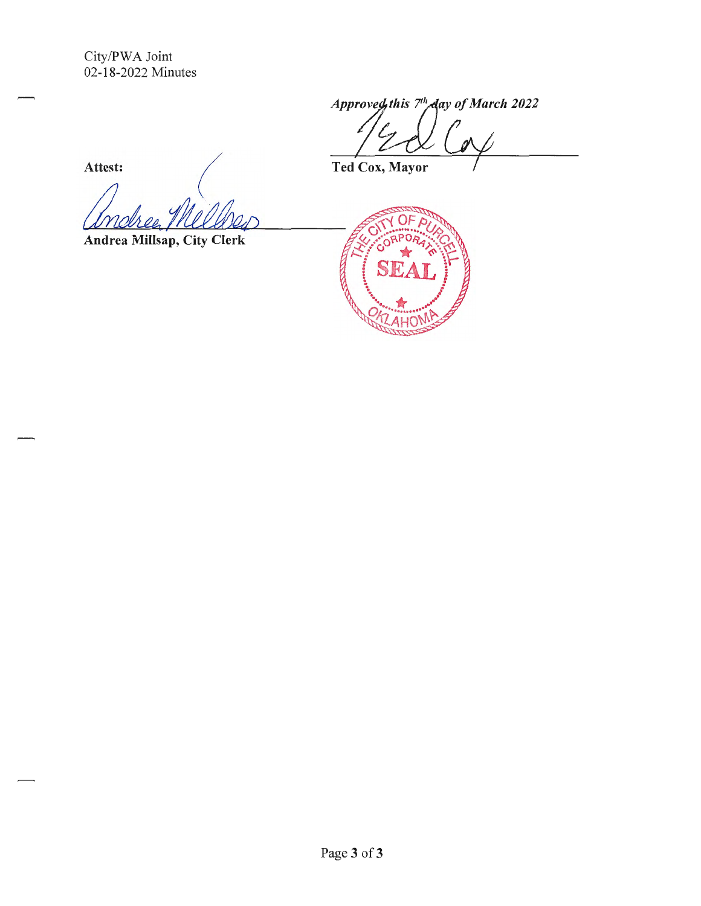*Approved this 7th day of March 2022*

**Ted Cox, Mayor**

**Attest:**

**Andrea Millsap, City Clerk**

THE CITY OF PURCELL CORPORATE SEAL OKLAHOMA